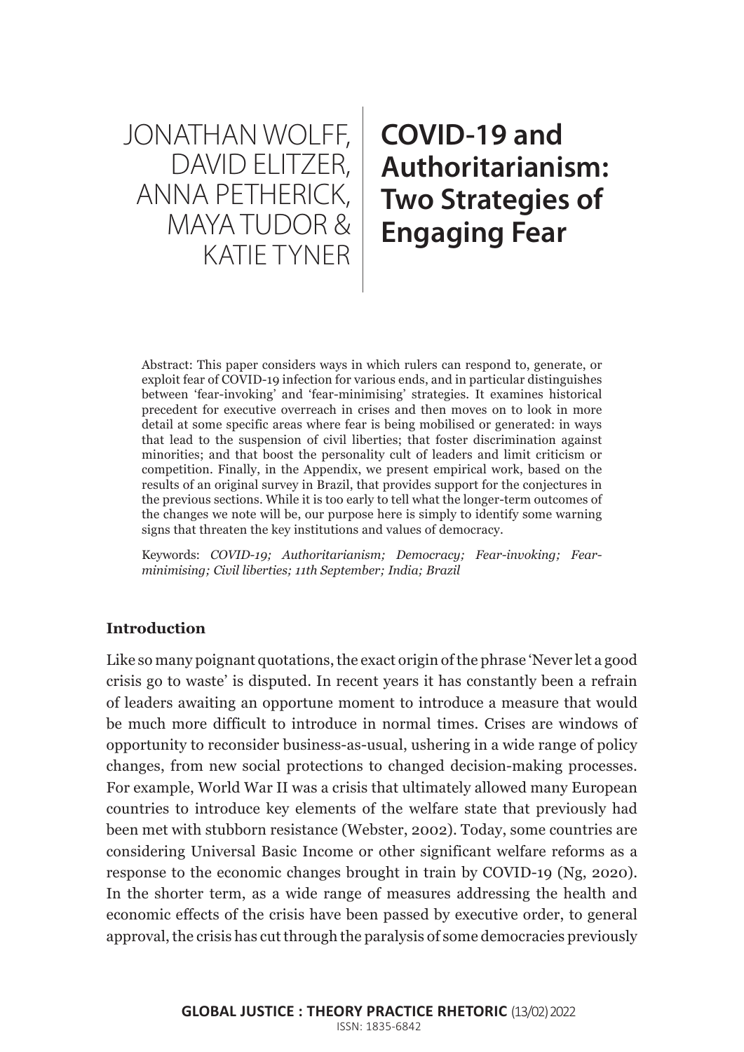JONATHAN WOLFF, DAVID ELITZER, ANNA PETHERICK, MAYA TUDOR & KATIE TYNER

# COVID-19 and Authoritarianism: Two Strategies of Engaging Fear

Abstract: This paper considers ways in which rulers can respond to, generate, or exploit fear of COVID-19 infection for various ends, and in particular distinguishes between 'fear-invoking' and 'fear-minimising' strategies. It examines historical precedent for executive overreach in crises and then moves on to look in more detail at some specific areas where fear is being mobilised or generated: in ways that lead to the suspension of civil liberties; that foster discrimination against minorities; and that boost the personality cult of leaders and limit criticism or competition. Finally, in the Appendix, we present empirical work, based on the results of an original survey in Brazil, that provides support for the conjectures in the previous sections. While it is too early to tell what the longer-term outcomes of the changes we note will be, our purpose here is simply to identify some warning signs that threaten the key institutions and values of democracy.

Keywords: *COVID-19; Authoritarianism; Democracy; Fear-invoking; Fear-minimising; Civil liberties; 11th September; India; Brazil*

## Introduction

Like so many poignant quotations, the exact origin of the phrase 'Never let a good crisis go to waste' is disputed. In recent years it has constantly been a refrain of leaders awaiting an opportune moment to introduce a measure that would be much more difficult to introduce in normal times. Crises are windows of opportunity to reconsider business-as-usual, ushering in a wide range of policy changes, from new social protections to changed decision-making processes. For example, World War II was a crisis that ultimately allowed many European countries to introduce key elements of the welfare state that previously had been met with stubborn resistance (Webster, 2002). Today, some countries are considering Universal Basic Income or other significant welfare reforms as a response to the economic changes brought in train by COVID-19 (Ng, 2020). In the shorter term, as a wide range of measures addressing the health and economic effects of the crisis have been passed by executive order, to general approval, the crisis has cut through the paralysis of some democracies previously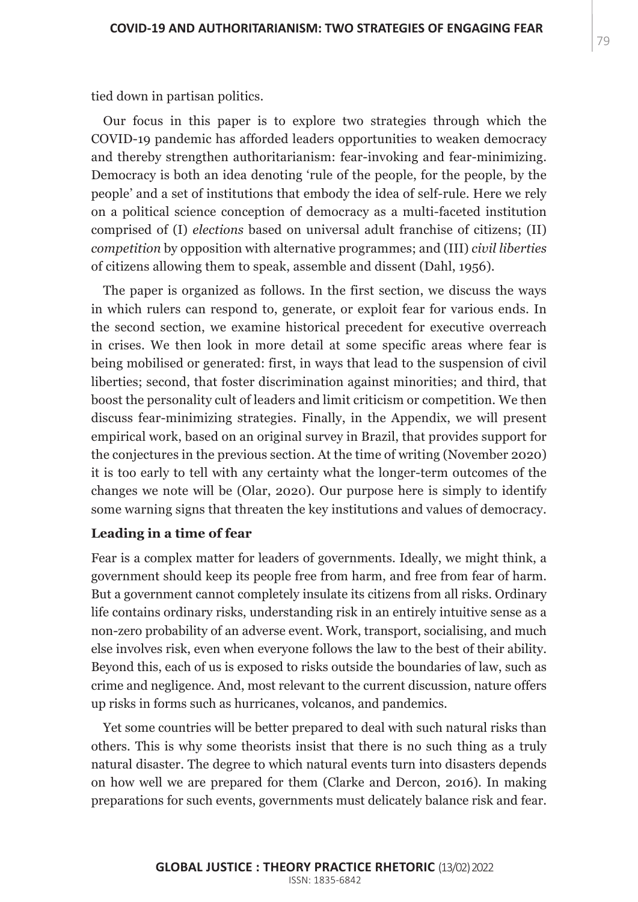tied down in partisan politics.

Our focus in this paper is to explore two strategies through which the COVID-19 pandemic has afforded leaders opportunities to weaken democracy and thereby strengthen authoritarianism: fear-invoking and fear-minimizing. Democracy is both an idea denoting 'rule of the people, for the people, by the people' and a set of institutions that embody the idea of self-rule. Here we rely on a political science conception of democracy as a multi-faceted institution comprised of (I) *elections* based on universal adult franchise of citizens; (II) *competition* by opposition with alternative programmes; and (III) *civil liberties* of citizens allowing them to speak, assemble and dissent (Dahl, 1956).

The paper is organized as follows. In the first section, we discuss the ways in which rulers can respond to, generate, or exploit fear for various ends. In the second section, we examine historical precedent for executive overreach in crises. We then look in more detail at some specific areas where fear is being mobilised or generated: first, in ways that lead to the suspension of civil liberties; second, that foster discrimination against minorities; and third, that boost the personality cult of leaders and limit criticism or competition. We then discuss fear-minimizing strategies. Finally, in the Appendix, we will present empirical work, based on an original survey in Brazil, that provides support for the conjectures in the previous section. At the time of writing (November 2020) it is too early to tell with any certainty what the longer-term outcomes of the changes we note will be (Olar, 2020). Our purpose here is simply to identify some warning signs that threaten the key institutions and values of democracy.

## Leading in a time of fear

Fear is a complex matter for leaders of governments. Ideally, we might think, a government should keep its people free from harm, and free from fear of harm. But a government cannot completely insulate its citizens from all risks. Ordinary life contains ordinary risks, understanding risk in an entirely intuitive sense as a non-zero probability of an adverse event. Work, transport, socialising, and much else involves risk, even when everyone follows the law to the best of their ability. Beyond this, each of us is exposed to risks outside the boundaries of law, such as crime and negligence. And, most relevant to the current discussion, nature offers up risks in forms such as hurricanes, volcanos, and pandemics.

Yet some countries will be better prepared to deal with such natural risks than others. This is why some theorists insist that there is no such thing as a truly natural disaster. The degree to which natural events turn into disasters depends on how well we are prepared for them (Clarke and Dercon, 2016). In making preparations for such events, governments must delicately balance risk and fear.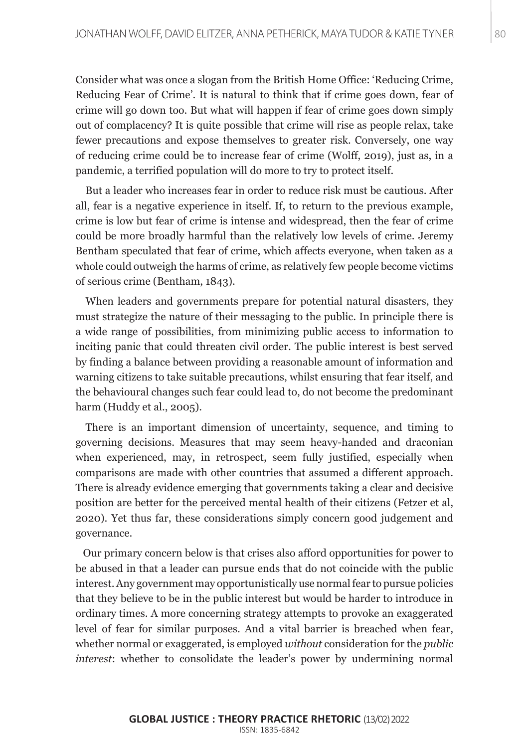Consider what was once a slogan from the British Home Office: 'Reducing Crime, Reducing Fear of Crime'. It is natural to think that if crime goes down, fear of crime will go down too. But what will happen if fear of crime goes down simply out of complacency? It is quite possible that crime will rise as people relax, take fewer precautions and expose themselves to greater risk. Conversely, one way of reducing crime could be to increase fear of crime (Wolff, 2019), just as, in a pandemic, a terrified population will do more to try to protect itself.

But a leader who increases fear in order to reduce risk must be cautious. After all, fear is a negative experience in itself. If, to return to the previous example, crime is low but fear of crime is intense and widespread, then the fear of crime could be more broadly harmful than the relatively low levels of crime. Jeremy Bentham speculated that fear of crime, which affects everyone, when taken as a whole could outweigh the harms of crime, as relatively few people become victims of serious crime (Bentham, 1843).

When leaders and governments prepare for potential natural disasters, they must strategize the nature of their messaging to the public. In principle there is a wide range of possibilities, from minimizing public access to information to inciting panic that could threaten civil order. The public interest is best served by finding a balance between providing a reasonable amount of information and warning citizens to take suitable precautions, whilst ensuring that fear itself, and the behavioural changes such fear could lead to, do not become the predominant harm (Huddy et al., 2005).

There is an important dimension of uncertainty, sequence, and timing to governing decisions. Measures that may seem heavy-handed and draconian when experienced, may, in retrospect, seem fully justified, especially when comparisons are made with other countries that assumed a different approach. There is already evidence emerging that governments taking a clear and decisive position are better for the perceived mental health of their citizens (Fetzer et al, 2020). Yet thus far, these considerations simply concern good judgement and governance.

Our primary concern below is that crises also afford opportunities for power to be abused in that a leader can pursue ends that do not coincide with the public interest. Any government may opportunistically use normal fear to pursue policies that they believe to be in the public interest but would be harder to introduce in ordinary times. A more concerning strategy attempts to provoke an exaggerated level of fear for similar purposes. And a vital barrier is breached when fear, whether normal or exaggerated, is employed *without* consideration for the *public interest*: whether to consolidate the leader's power by undermining normal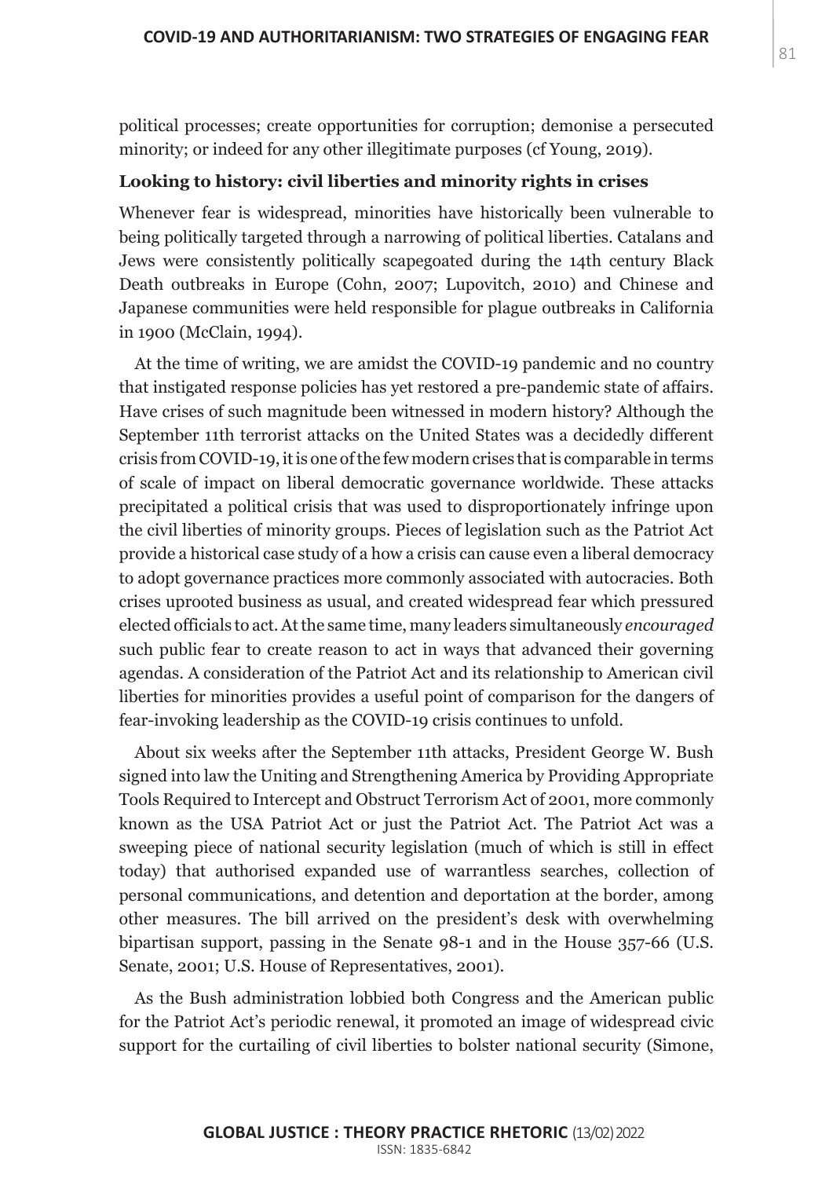political processes; create opportunities for corruption; demonise a persecuted minority; or indeed for any other illegitimate purposes (cf Young, 2019).

### Looking to history: civil liberties and minority rights in crises

Whenever fear is widespread, minorities have historically been vulnerable to being politically targeted through a narrowing of political liberties. Catalans and Jews were consistently politically scapegoated during the 14th century Black Death outbreaks in Europe (Cohn, 2007; Lupovitch, 2010) and Chinese and Japanese communities were held responsible for plague outbreaks in California in 1900 (McClain, 1994).

At the time of writing, we are amidst the COVID-19 pandemic and no country that instigated response policies has yet restored a pre-pandemic state of affairs. Have crises of such magnitude been witnessed in modern history? Although the September 11th terrorist attacks on the United States was a decidedly different crisis from COVID-19, it is one of the few modern crises that is comparable in terms of scale of impact on liberal democratic governance worldwide. These attacks precipitated a political crisis that was used to disproportionately infringe upon the civil liberties of minority groups. Pieces of legislation such as the Patriot Act provide a historical case study of a how a crisis can cause even a liberal democracy to adopt governance practices more commonly associated with autocracies. Both crises uprooted business as usual, and created widespread fear which pressured elected officials to act. At the same time, many leaders simultaneously *encouraged* such public fear to create reason to act in ways that advanced their governing agendas. A consideration of the Patriot Act and its relationship to American civil liberties for minorities provides a useful point of comparison for the dangers of fear-invoking leadership as the COVID-19 crisis continues to unfold.

About six weeks after the September 11th attacks, President George W. Bush signed into law the Uniting and Strengthening America by Providing Appropriate Tools Required to Intercept and Obstruct Terrorism Act of 2001, more commonly known as the USA Patriot Act or just the Patriot Act. The Patriot Act was a sweeping piece of national security legislation (much of which is still in effect today) that authorised expanded use of warrantless searches, collection of personal communications, and detention and deportation at the border, among other measures. The bill arrived on the president's desk with overwhelming bipartisan support, passing in the Senate 98-1 and in the House 357-66 (U.S. Senate, 2001; U.S. House of Representatives, 2001).

As the Bush administration lobbied both Congress and the American public for the Patriot Act's periodic renewal, it promoted an image of widespread civic support for the curtailing of civil liberties to bolster national security (Simone,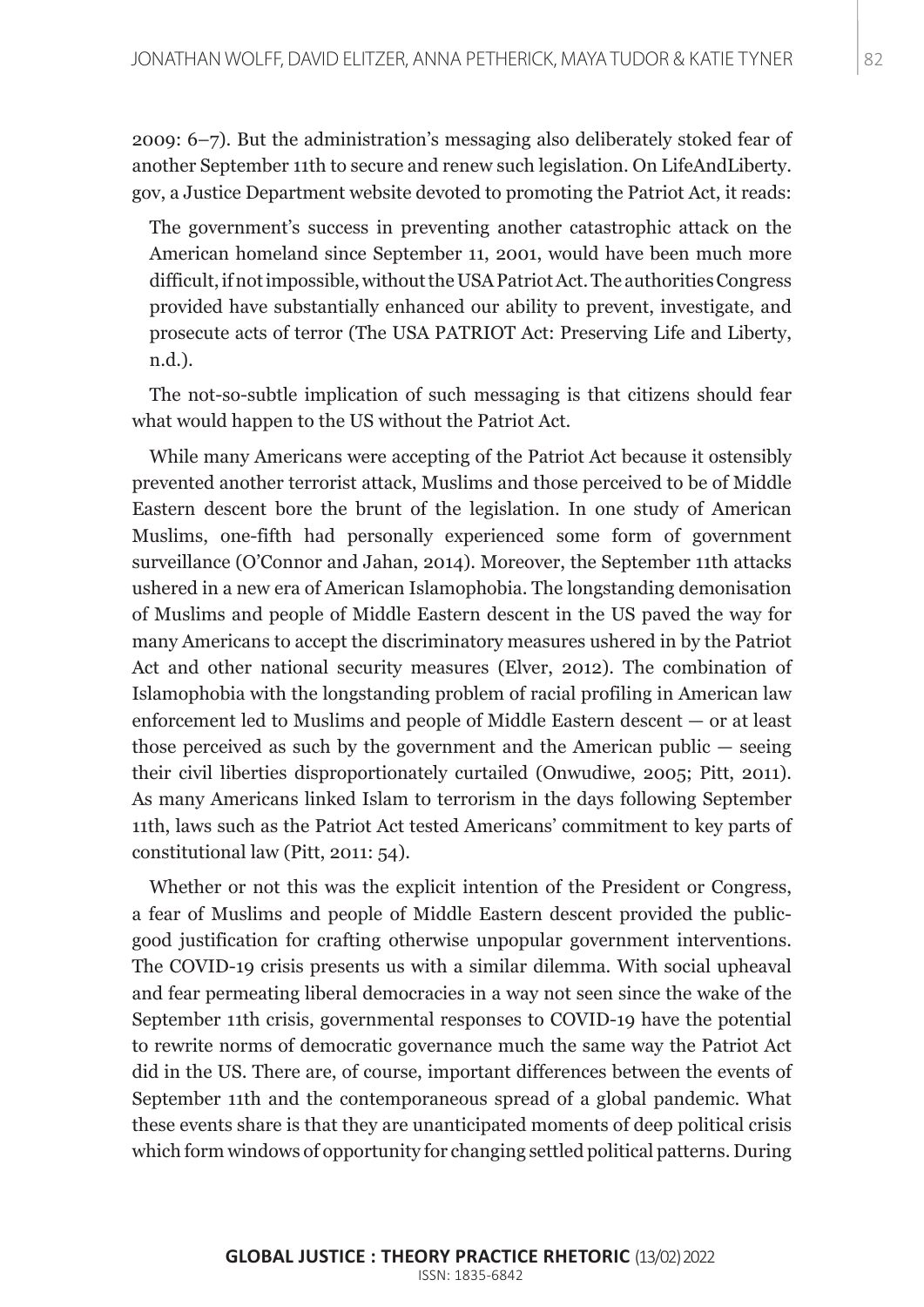2009: 6–7). But the administration's messaging also deliberately stoked fear of another September 11th to secure and renew such legislation. On LifeAndLiberty.gov, a Justice Department website devoted to promoting the Patriot Act, it reads:

> The government's success in preventing another catastrophic attack on the American homeland since September 11, 2001, would have been much more difficult, if not impossible, without the USA Patriot Act. The authorities Congress provided have substantially enhanced our ability to prevent, investigate, and prosecute acts of terror (The USA PATRIOT Act: Preserving Life and Liberty, n.d.).

The not-so-subtle implication of such messaging is that citizens should fear what would happen to the US without the Patriot Act.

While many Americans were accepting of the Patriot Act because it ostensibly prevented another terrorist attack, Muslims and those perceived to be of Middle Eastern descent bore the brunt of the legislation. In one study of American Muslims, one-fifth had personally experienced some form of government surveillance (O'Connor and Jahan, 2014). Moreover, the September 11th attacks ushered in a new era of American Islamophobia. The longstanding demonisation of Muslims and people of Middle Eastern descent in the US paved the way for many Americans to accept the discriminatory measures ushered in by the Patriot Act and other national security measures (Elver, 2012). The combination of Islamophobia with the longstanding problem of racial profiling in American law enforcement led to Muslims and people of Middle Eastern descent — or at least those perceived as such by the government and the American public — seeing their civil liberties disproportionately curtailed (Onwudiwe, 2005; Pitt, 2011). As many Americans linked Islam to terrorism in the days following September 11th, laws such as the Patriot Act tested Americans' commitment to key parts of constitutional law (Pitt, 2011: 54).

Whether or not this was the explicit intention of the President or Congress, a fear of Muslims and people of Middle Eastern descent provided the public-good justification for crafting otherwise unpopular government interventions. The COVID-19 crisis presents us with a similar dilemma. With social upheaval and fear permeating liberal democracies in a way not seen since the wake of the September 11th crisis, governmental responses to COVID-19 have the potential to rewrite norms of democratic governance much the same way the Patriot Act did in the US. There are, of course, important differences between the events of September 11th and the contemporaneous spread of a global pandemic. What these events share is that they are unanticipated moments of deep political crisis which form windows of opportunity for changing settled political patterns. During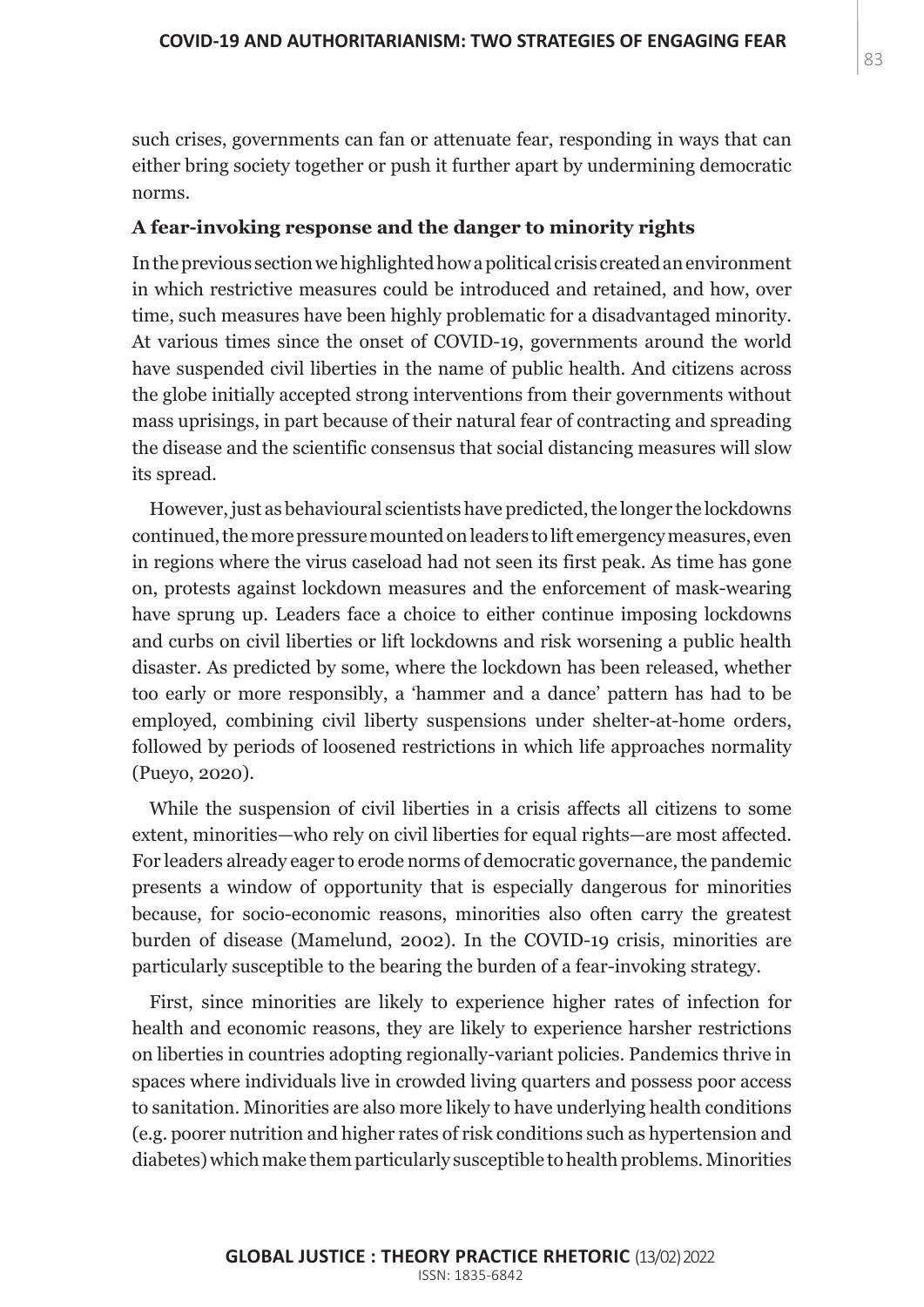such crises, governments can fan or attenuate fear, responding in ways that can either bring society together or push it further apart by undermining democratic norms.

### A fear-invoking response and the danger to minority rights

In the previous section we highlighted how a political crisis created an environment in which restrictive measures could be introduced and retained, and how, over time, such measures have been highly problematic for a disadvantaged minority. At various times since the onset of COVID-19, governments around the world have suspended civil liberties in the name of public health. And citizens across the globe initially accepted strong interventions from their governments without mass uprisings, in part because of their natural fear of contracting and spreading the disease and the scientific consensus that social distancing measures will slow its spread.

However, just as behavioural scientists have predicted, the longer the lockdowns continued, the more pressure mounted on leaders to lift emergency measures, even in regions where the virus caseload had not seen its first peak. As time has gone on, protests against lockdown measures and the enforcement of mask-wearing have sprung up. Leaders face a choice to either continue imposing lockdowns and curbs on civil liberties or lift lockdowns and risk worsening a public health disaster. As predicted by some, where the lockdown has been released, whether too early or more responsibly, a 'hammer and a dance' pattern has had to be employed, combining civil liberty suspensions under shelter-at-home orders, followed by periods of loosened restrictions in which life approaches normality (Pueyo, 2020).

While the suspension of civil liberties in a crisis affects all citizens to some extent, minorities—who rely on civil liberties for equal rights—are most affected. For leaders already eager to erode norms of democratic governance, the pandemic presents a window of opportunity that is especially dangerous for minorities because, for socio-economic reasons, minorities also often carry the greatest burden of disease (Mamelund, 2002). In the COVID-19 crisis, minorities are particularly susceptible to the bearing the burden of a fear-invoking strategy.

First, since minorities are likely to experience higher rates of infection for health and economic reasons, they are likely to experience harsher restrictions on liberties in countries adopting regionally-variant policies. Pandemics thrive in spaces where individuals live in crowded living quarters and possess poor access to sanitation. Minorities are also more likely to have underlying health conditions (e.g. poorer nutrition and higher rates of risk conditions such as hypertension and diabetes) which make them particularly susceptible to health problems. Minorities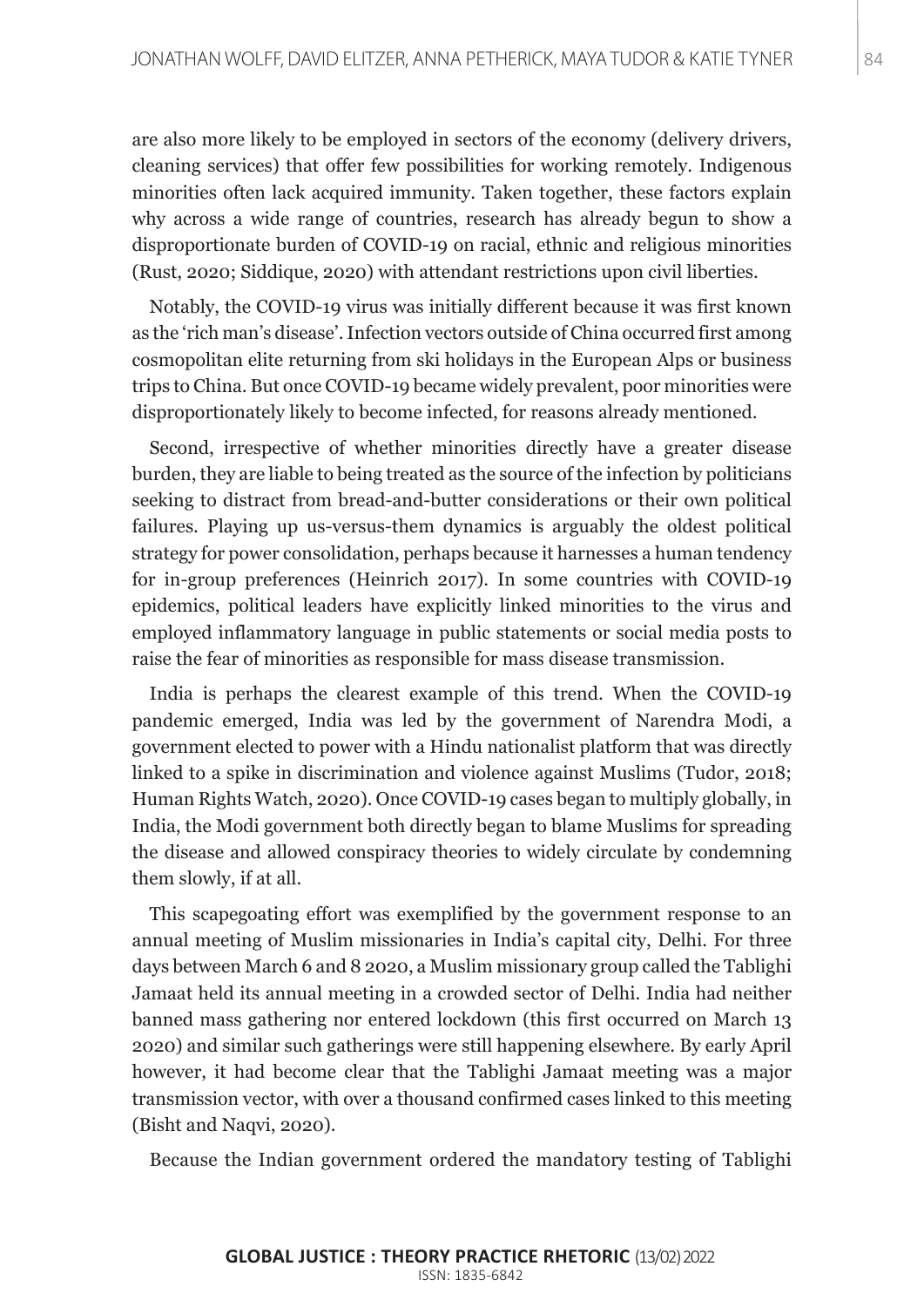are also more likely to be employed in sectors of the economy (delivery drivers, cleaning services) that offer few possibilities for working remotely. Indigenous minorities often lack acquired immunity. Taken together, these factors explain why across a wide range of countries, research has already begun to show a disproportionate burden of COVID-19 on racial, ethnic and religious minorities (Rust, 2020; Siddique, 2020) with attendant restrictions upon civil liberties.

Notably, the COVID-19 virus was initially different because it was first known as the 'rich man's disease'. Infection vectors outside of China occurred first among cosmopolitan elite returning from ski holidays in the European Alps or business trips to China. But once COVID-19 became widely prevalent, poor minorities were disproportionately likely to become infected, for reasons already mentioned.

Second, irrespective of whether minorities directly have a greater disease burden, they are liable to being treated as the source of the infection by politicians seeking to distract from bread-and-butter considerations or their own political failures. Playing up us-versus-them dynamics is arguably the oldest political strategy for power consolidation, perhaps because it harnesses a human tendency for in-group preferences (Heinrich 2017). In some countries with COVID-19 epidemics, political leaders have explicitly linked minorities to the virus and employed inflammatory language in public statements or social media posts to raise the fear of minorities as responsible for mass disease transmission.

India is perhaps the clearest example of this trend. When the COVID-19 pandemic emerged, India was led by the government of Narendra Modi, a government elected to power with a Hindu nationalist platform that was directly linked to a spike in discrimination and violence against Muslims (Tudor, 2018; Human Rights Watch, 2020). Once COVID-19 cases began to multiply globally, in India, the Modi government both directly began to blame Muslims for spreading the disease and allowed conspiracy theories to widely circulate by condemning them slowly, if at all.

This scapegoating effort was exemplified by the government response to an annual meeting of Muslim missionaries in India's capital city, Delhi. For three days between March 6 and 8 2020, a Muslim missionary group called the Tablighi Jamaat held its annual meeting in a crowded sector of Delhi. India had neither banned mass gathering nor entered lockdown (this first occurred on March 13 2020) and similar such gatherings were still happening elsewhere. By early April however, it had become clear that the Tablighi Jamaat meeting was a major transmission vector, with over a thousand confirmed cases linked to this meeting (Bisht and Naqvi, 2020).

Because the Indian government ordered the mandatory testing of Tablighi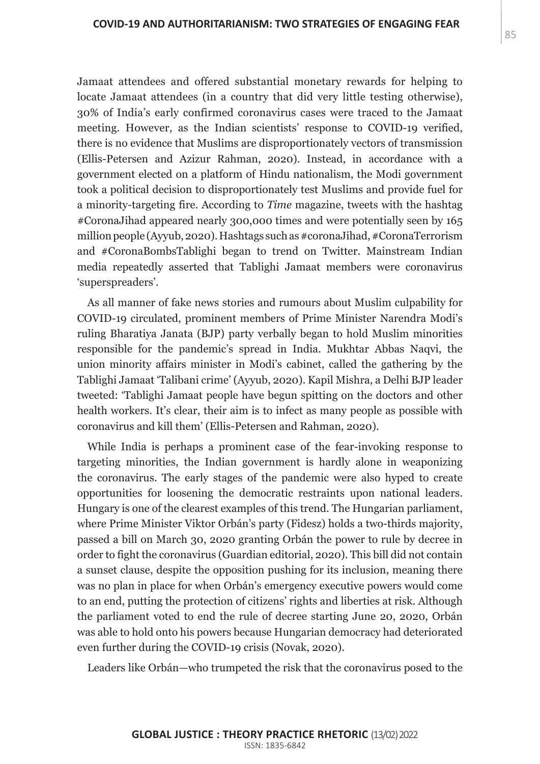Jamaat attendees and offered substantial monetary rewards for helping to locate Jamaat attendees (in a country that did very little testing otherwise), 30% of India's early confirmed coronavirus cases were traced to the Jamaat meeting. However, as the Indian scientists' response to COVID-19 verified, there is no evidence that Muslims are disproportionately vectors of transmission (Ellis-Petersen and Azizur Rahman, 2020). Instead, in accordance with a government elected on a platform of Hindu nationalism, the Modi government took a political decision to disproportionately test Muslims and provide fuel for a minority-targeting fire. According to *Time* magazine, tweets with the hashtag #CoronaJihad appeared nearly 300,000 times and were potentially seen by 165 million people (Ayyub, 2020). Hashtags such as #coronaJihad, #CoronaTerrorism and #CoronaBombsTablighi began to trend on Twitter. Mainstream Indian media repeatedly asserted that Tablighi Jamaat members were coronavirus 'superspreaders'.

As all manner of fake news stories and rumours about Muslim culpability for COVID-19 circulated, prominent members of Prime Minister Narendra Modi's ruling Bharatiya Janata (BJP) party verbally began to hold Muslim minorities responsible for the pandemic's spread in India. Mukhtar Abbas Naqvi, the union minority affairs minister in Modi's cabinet, called the gathering by the Tablighi Jamaat 'Talibani crime' (Ayyub, 2020). Kapil Mishra, a Delhi BJP leader tweeted: 'Tablighi Jamaat people have begun spitting on the doctors and other health workers. It's clear, their aim is to infect as many people as possible with coronavirus and kill them' (Ellis-Petersen and Rahman, 2020).

While India is perhaps a prominent case of the fear-invoking response to targeting minorities, the Indian government is hardly alone in weaponizing the coronavirus. The early stages of the pandemic were also hyped to create opportunities for loosening the democratic restraints upon national leaders. Hungary is one of the clearest examples of this trend. The Hungarian parliament, where Prime Minister Viktor Orbán's party (Fidesz) holds a two-thirds majority, passed a bill on March 30, 2020 granting Orbán the power to rule by decree in order to fight the coronavirus (Guardian editorial, 2020). This bill did not contain a sunset clause, despite the opposition pushing for its inclusion, meaning there was no plan in place for when Orbán's emergency executive powers would come to an end, putting the protection of citizens' rights and liberties at risk. Although the parliament voted to end the rule of decree starting June 20, 2020, Orbán was able to hold onto his powers because Hungarian democracy had deteriorated even further during the COVID-19 crisis (Novak, 2020).

Leaders like Orbán—who trumpeted the risk that the coronavirus posed to the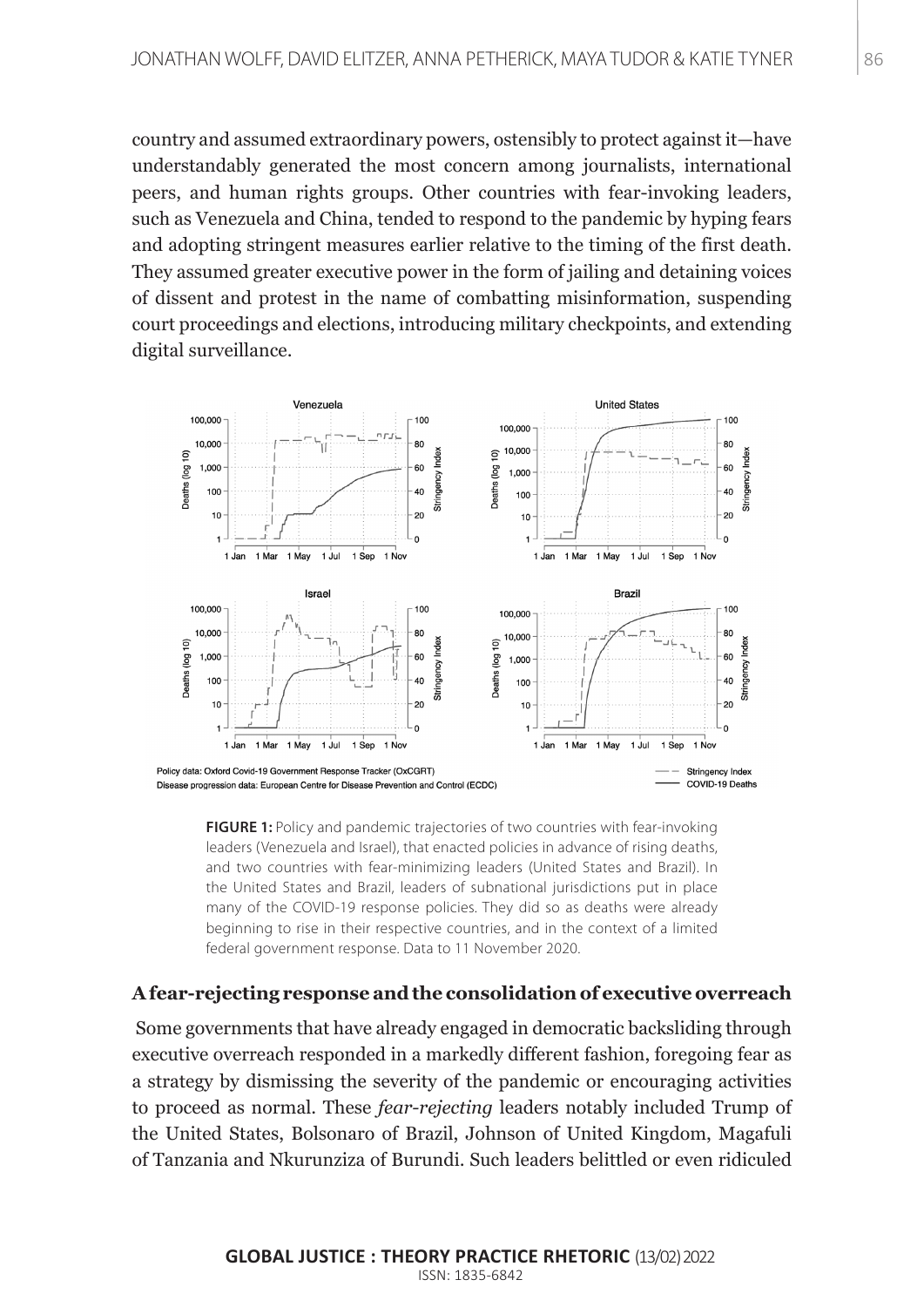country and assumed extraordinary powers, ostensibly to protect against it—have understandably generated the most concern among journalists, international peers, and human rights groups. Other countries with fear-invoking leaders, such as Venezuela and China, tended to respond to the pandemic by hyping fears and adopting stringent measures earlier relative to the timing of the first death. They assumed greater executive power in the form of jailing and detaining voices of dissent and protest in the name of combatting misinformation, suspending court proceedings and elections, introducing military checkpoints, and extending digital surveillance.

**FIGURE 1:** Policy and pandemic trajectories of two countries with fear-invoking leaders (Venezuela and Israel), that enacted policies in advance of rising deaths, and two countries with fear-minimizing leaders (United States and Brazil). In the United States and Brazil, leaders of subnational jurisdictions put in place many of the COVID-19 response policies. They did so as deaths were already beginning to rise in their respective countries, and in the context of a limited federal government response. Data to 11 November 2020.

## A fear-rejecting response and the consolidation of executive overreach

Some governments that have already engaged in democratic backsliding through executive overreach responded in a markedly different fashion, foregoing fear as a strategy by dismissing the severity of the pandemic or encouraging activities to proceed as normal. These *fear-rejecting* leaders notably included Trump of the United States, Bolsonaro of Brazil, Johnson of United Kingdom, Magafuli of Tanzania and Nkurunziza of Burundi. Such leaders belittled or even ridiculed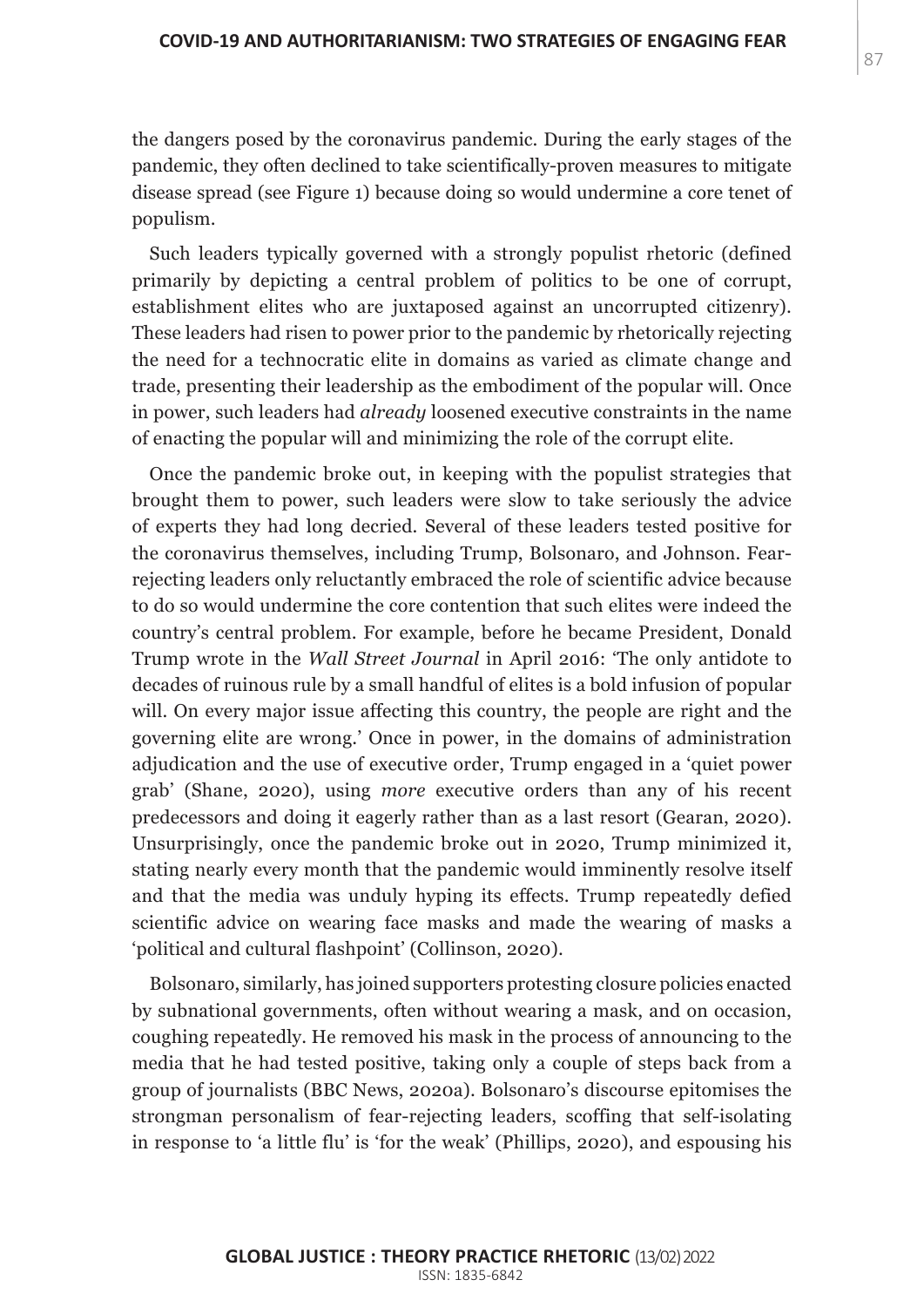the dangers posed by the coronavirus pandemic. During the early stages of the pandemic, they often declined to take scientifically-proven measures to mitigate disease spread (see Figure 1) because doing so would undermine a core tenet of populism.

Such leaders typically governed with a strongly populist rhetoric (defined primarily by depicting a central problem of politics to be one of corrupt, establishment elites who are juxtaposed against an uncorrupted citizenry). These leaders had risen to power prior to the pandemic by rhetorically rejecting the need for a technocratic elite in domains as varied as climate change and trade, presenting their leadership as the embodiment of the popular will. Once in power, such leaders had *already* loosened executive constraints in the name of enacting the popular will and minimizing the role of the corrupt elite.

Once the pandemic broke out, in keeping with the populist strategies that brought them to power, such leaders were slow to take seriously the advice of experts they had long decried. Several of these leaders tested positive for the coronavirus themselves, including Trump, Bolsonaro, and Johnson. Fear-rejecting leaders only reluctantly embraced the role of scientific advice because to do so would undermine the core contention that such elites were indeed the country's central problem. For example, before he became President, Donald Trump wrote in the *Wall Street Journal* in April 2016: 'The only antidote to decades of ruinous rule by a small handful of elites is a bold infusion of popular will. On every major issue affecting this country, the people are right and the governing elite are wrong.' Once in power, in the domains of administration adjudication and the use of executive order, Trump engaged in a 'quiet power grab' (Shane, 2020), using *more* executive orders than any of his recent predecessors and doing it eagerly rather than as a last resort (Gearan, 2020). Unsurprisingly, once the pandemic broke out in 2020, Trump minimized it, stating nearly every month that the pandemic would imminently resolve itself and that the media was unduly hyping its effects. Trump repeatedly defied scientific advice on wearing face masks and made the wearing of masks a 'political and cultural flashpoint' (Collinson, 2020).

Bolsonaro, similarly, has joined supporters protesting closure policies enacted by subnational governments, often without wearing a mask, and on occasion, coughing repeatedly. He removed his mask in the process of announcing to the media that he had tested positive, taking only a couple of steps back from a group of journalists (BBC News, 2020a). Bolsonaro's discourse epitomises the strongman personalism of fear-rejecting leaders, scoffing that self-isolating in response to 'a little flu' is 'for the weak' (Phillips, 2020), and espousing his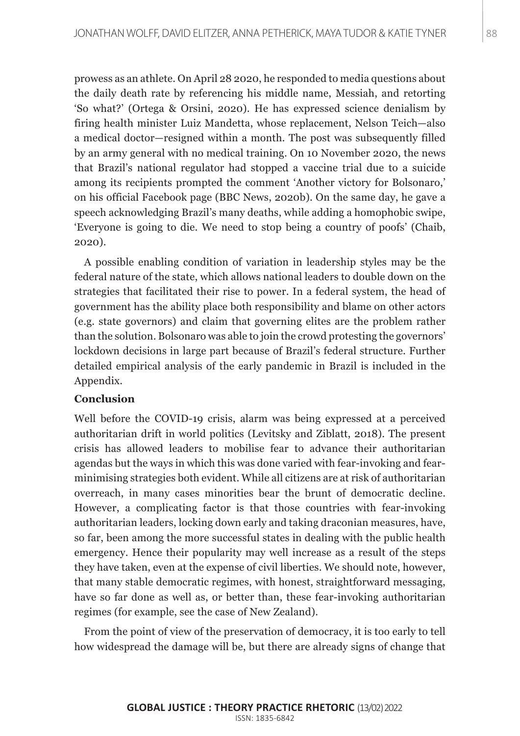prowess as an athlete. On April 28 2020, he responded to media questions about the daily death rate by referencing his middle name, Messiah, and retorting 'So what?' (Ortega & Orsini, 2020). He has expressed science denialism by firing health minister Luiz Mandetta, whose replacement, Nelson Teich—also a medical doctor—resigned within a month. The post was subsequently filled by an army general with no medical training. On 10 November 2020, the news that Brazil's national regulator had stopped a vaccine trial due to a suicide among its recipients prompted the comment 'Another victory for Bolsonaro,' on his official Facebook page (BBC News, 2020b). On the same day, he gave a speech acknowledging Brazil's many deaths, while adding a homophobic swipe, 'Everyone is going to die. We need to stop being a country of poofs' (Chaib, 2020).

A possible enabling condition of variation in leadership styles may be the federal nature of the state, which allows national leaders to double down on the strategies that facilitated their rise to power. In a federal system, the head of government has the ability place both responsibility and blame on other actors (e.g. state governors) and claim that governing elites are the problem rather than the solution. Bolsonaro was able to join the crowd protesting the governors' lockdown decisions in large part because of Brazil's federal structure. Further detailed empirical analysis of the early pandemic in Brazil is included in the Appendix.

**Conclusion**

Well before the COVID-19 crisis, alarm was being expressed at a perceived authoritarian drift in world politics (Levitsky and Ziblatt, 2018). The present crisis has allowed leaders to mobilise fear to advance their authoritarian agendas but the ways in which this was done varied with fear-invoking and fear-minimising strategies both evident. While all citizens are at risk of authoritarian overreach, in many cases minorities bear the brunt of democratic decline. However, a complicating factor is that those countries with fear-invoking authoritarian leaders, locking down early and taking draconian measures, have, so far, been among the more successful states in dealing with the public health emergency. Hence their popularity may well increase as a result of the steps they have taken, even at the expense of civil liberties. We should note, however, that many stable democratic regimes, with honest, straightforward messaging, have so far done as well as, or better than, these fear-invoking authoritarian regimes (for example, see the case of New Zealand).

From the point of view of the preservation of democracy, it is too early to tell how widespread the damage will be, but there are already signs of change that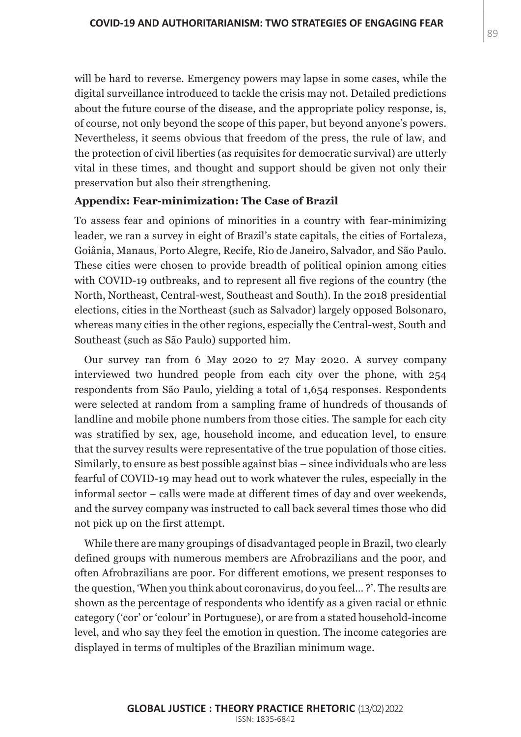will be hard to reverse. Emergency powers may lapse in some cases, while the digital surveillance introduced to tackle the crisis may not. Detailed predictions about the future course of the disease, and the appropriate policy response, is, of course, not only beyond the scope of this paper, but beyond anyone's powers. Nevertheless, it seems obvious that freedom of the press, the rule of law, and the protection of civil liberties (as requisites for democratic survival) are utterly vital in these times, and thought and support should be given not only their preservation but also their strengthening.

### Appendix: Fear-minimization: The Case of Brazil

To assess fear and opinions of minorities in a country with fear-minimizing leader, we ran a survey in eight of Brazil's state capitals, the cities of Fortaleza, Goiânia, Manaus, Porto Alegre, Recife, Rio de Janeiro, Salvador, and São Paulo. These cities were chosen to provide breadth of political opinion among cities with COVID-19 outbreaks, and to represent all five regions of the country (the North, Northeast, Central-west, Southeast and South). In the 2018 presidential elections, cities in the Northeast (such as Salvador) largely opposed Bolsonaro, whereas many cities in the other regions, especially the Central-west, South and Southeast (such as São Paulo) supported him.

Our survey ran from 6 May 2020 to 27 May 2020. A survey company interviewed two hundred people from each city over the phone, with 254 respondents from São Paulo, yielding a total of 1,654 responses. Respondents were selected at random from a sampling frame of hundreds of thousands of landline and mobile phone numbers from those cities. The sample for each city was stratified by sex, age, household income, and education level, to ensure that the survey results were representative of the true population of those cities. Similarly, to ensure as best possible against bias – since individuals who are less fearful of COVID-19 may head out to work whatever the rules, especially in the informal sector – calls were made at different times of day and over weekends, and the survey company was instructed to call back several times those who did not pick up on the first attempt.

While there are many groupings of disadvantaged people in Brazil, two clearly defined groups with numerous members are Afrobrazilians and the poor, and often Afrobrazilians are poor. For different emotions, we present responses to the question, 'When you think about coronavirus, do you feel... ?'. The results are shown as the percentage of respondents who identify as a given racial or ethnic category ('cor' or 'colour' in Portuguese), or are from a stated household-income level, and who say they feel the emotion in question. The income categories are displayed in terms of multiples of the Brazilian minimum wage.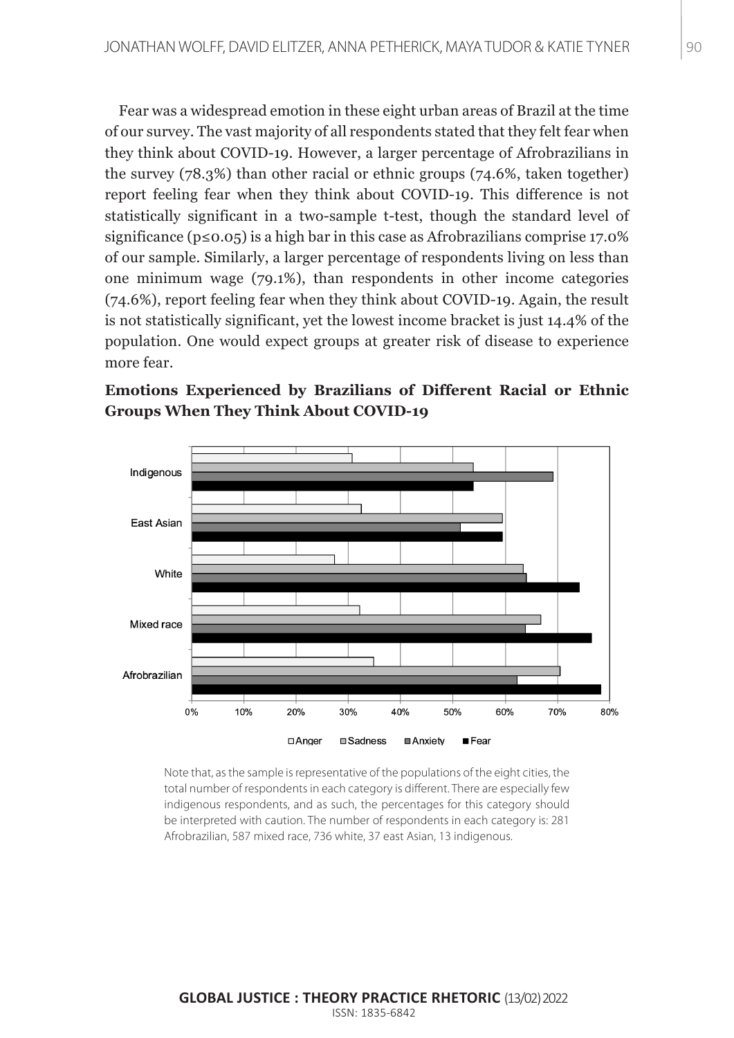Fear was a widespread emotion in these eight urban areas of Brazil at the time of our survey. The vast majority of all respondents stated that they felt fear when they think about COVID-19. However, a larger percentage of Afrobrazilians in the survey (78.3%) than other racial or ethnic groups (74.6%, taken together) report feeling fear when they think about COVID-19. This difference is not statistically significant in a two-sample t-test, though the standard level of significance ($p \leq 0.05$) is a high bar in this case as Afrobrazilians comprise 17.0% of our sample. Similarly, a larger percentage of respondents living on less than one minimum wage (79.1%), than respondents in other income categories (74.6%), report feeling fear when they think about COVID-19. Again, the result is not statistically significant, yet the lowest income bracket is just 14.4% of the population. One would expect groups at greater risk of disease to experience more fear.

**Emotions Experienced by Brazilians of Different Racial or Ethnic Groups When They Think About COVID-19**

Note that, as the sample is representative of the populations of the eight cities, the total number of respondents in each category is different. There are especially few indigenous respondents, and as such, the percentages for this category should be interpreted with caution. The number of respondents in each category is: 281 Afrobrazilian, 587 mixed race, 736 white, 37 east Asian, 13 indigenous.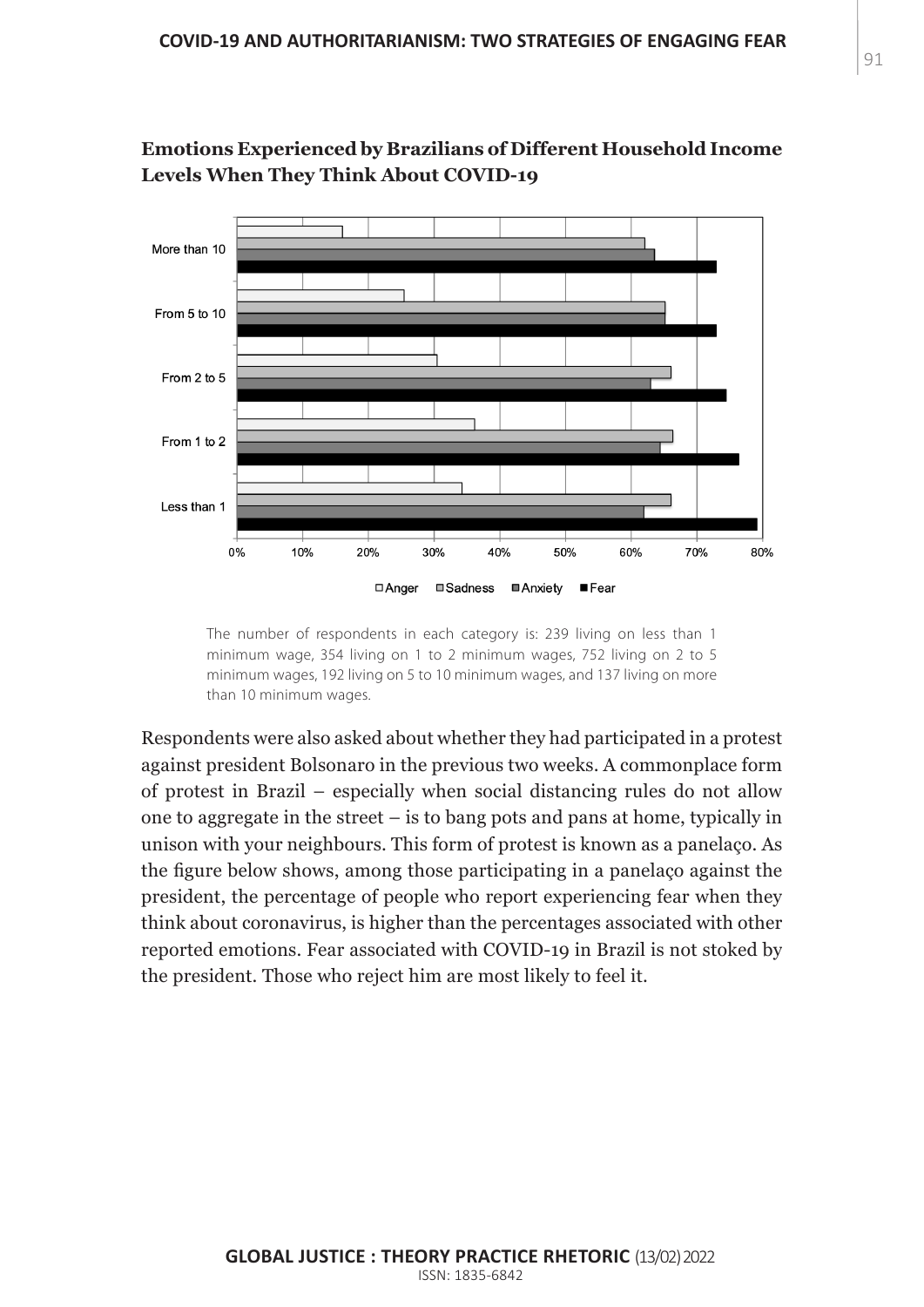**Emotions Experienced by Brazilians of Different Household Income Levels When They Think About COVID-19**

The number of respondents in each category is: 239 living on less than 1 minimum wage, 354 living on 1 to 2 minimum wages, 752 living on 2 to 5 minimum wages, 192 living on 5 to 10 minimum wages, and 137 living on more than 10 minimum wages.

Respondents were also asked about whether they had participated in a protest against president Bolsonaro in the previous two weeks. A commonplace form of protest in Brazil – especially when social distancing rules do not allow one to aggregate in the street – is to bang pots and pans at home, typically in unison with your neighbours. This form of protest is known as a panelaço. As the figure below shows, among those participating in a panelaço against the president, the percentage of people who report experiencing fear when they think about coronavirus, is higher than the percentages associated with other reported emotions. Fear associated with COVID-19 in Brazil is not stoked by the president. Those who reject him are most likely to feel it.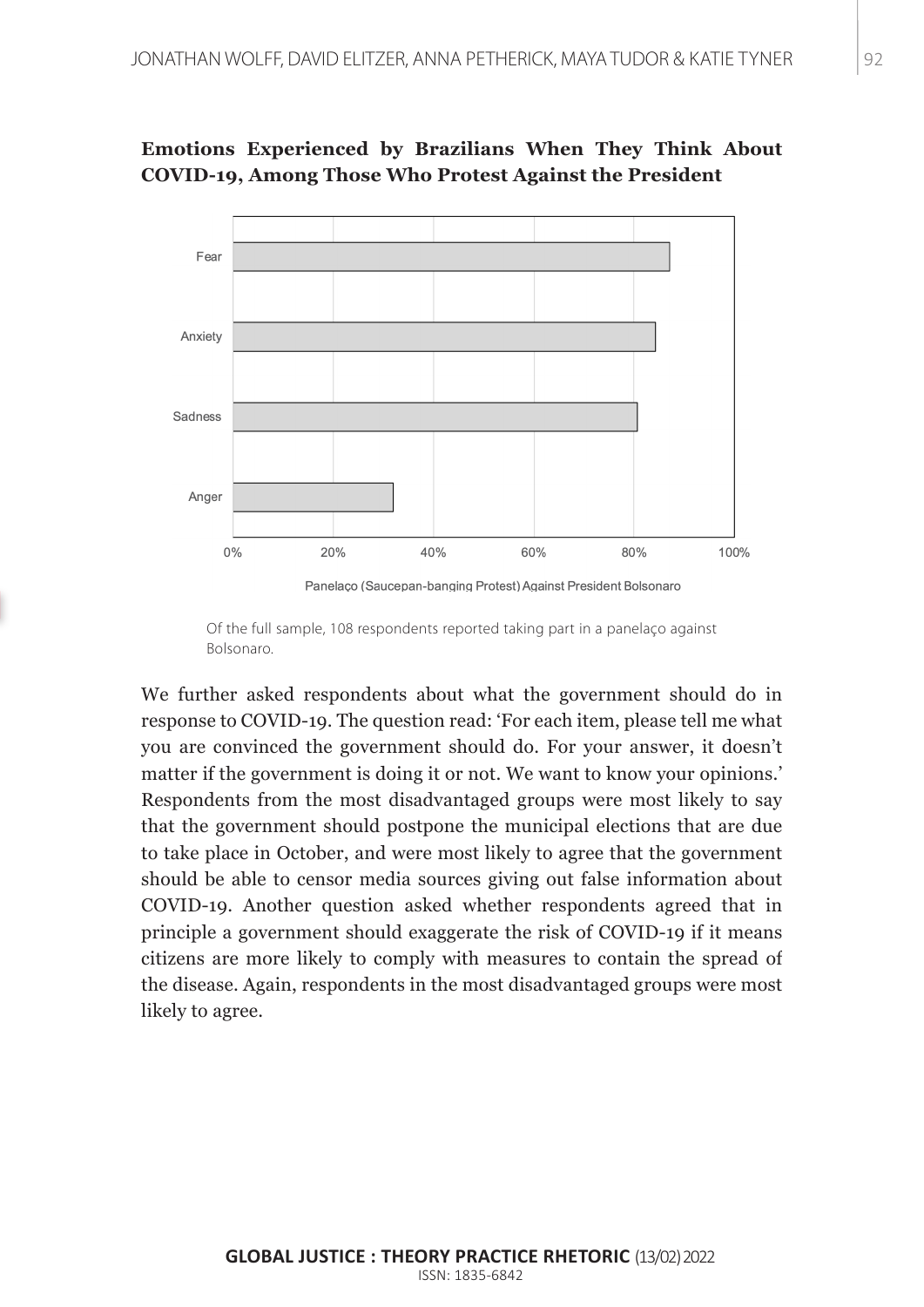**Emotions Experienced by Brazilians When They Think About COVID-19, Among Those Who Protest Against the President**

Of the full sample, 108 respondents reported taking part in a panelaço against Bolsonaro.

We further asked respondents about what the government should do in response to COVID-19. The question read: 'For each item, please tell me what you are convinced the government should do. For your answer, it doesn't matter if the government is doing it or not. We want to know your opinions.' Respondents from the most disadvantaged groups were most likely to say that the government should postpone the municipal elections that are due to take place in October, and were most likely to agree that the government should be able to censor media sources giving out false information about COVID-19. Another question asked whether respondents agreed that in principle a government should exaggerate the risk of COVID-19 if it means citizens are more likely to comply with measures to contain the spread of the disease. Again, respondents in the most disadvantaged groups were most likely to agree.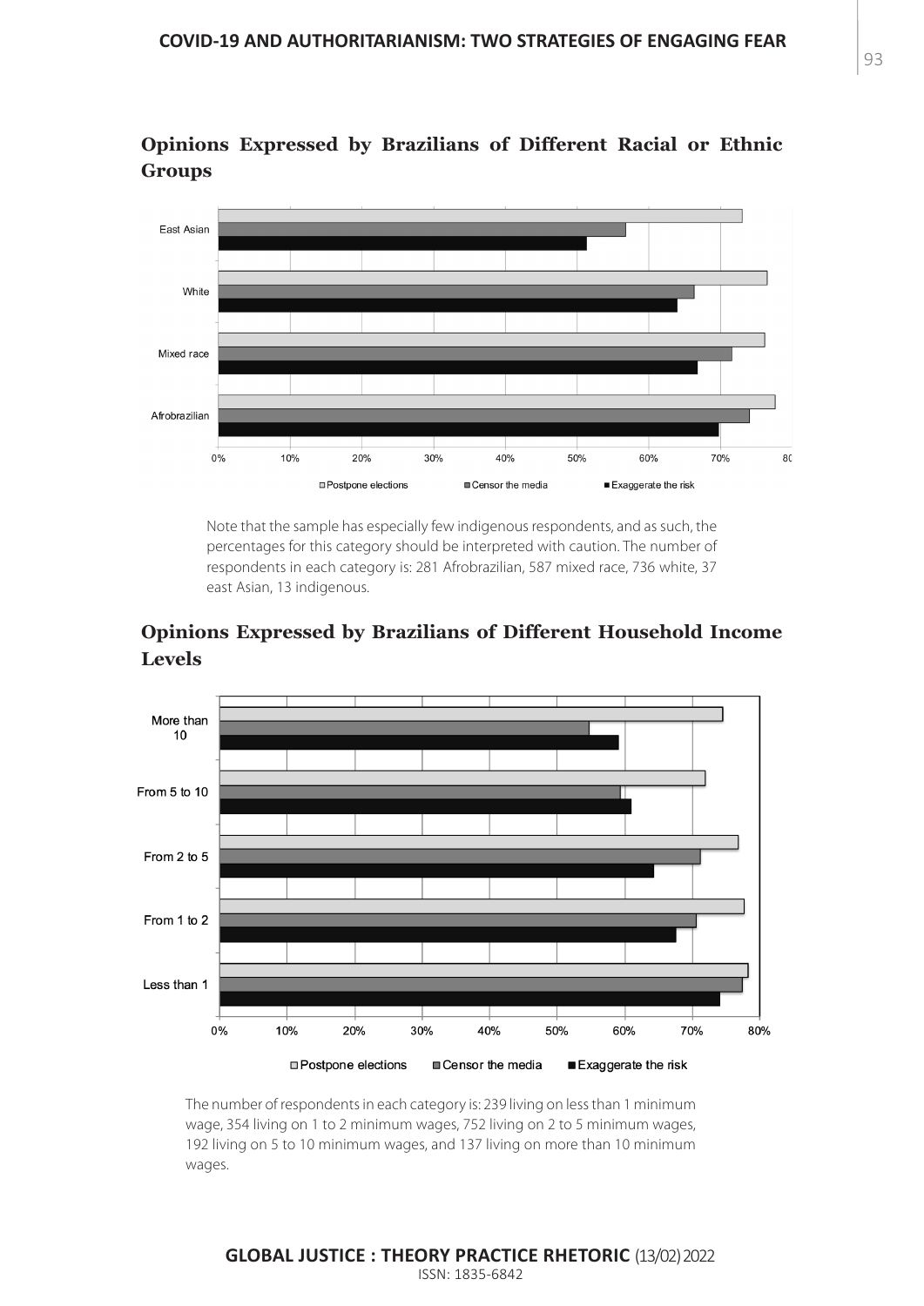### Opinions Expressed by Brazilians of Different Racial or Ethnic Groups

Note that the sample has especially few indigenous respondents, and as such, the percentages for this category should be interpreted with caution. The number of respondents in each category is: 281 Afrobrazilian, 587 mixed race, 736 white, 37 east Asian, 13 indigenous.

### Opinions Expressed by Brazilians of Different Household Income Levels

The number of respondents in each category is: 239 living on less than 1 minimum wage, 354 living on 1 to 2 minimum wages, 752 living on 2 to 5 minimum wages, 192 living on 5 to 10 minimum wages, and 137 living on more than 10 minimum wages.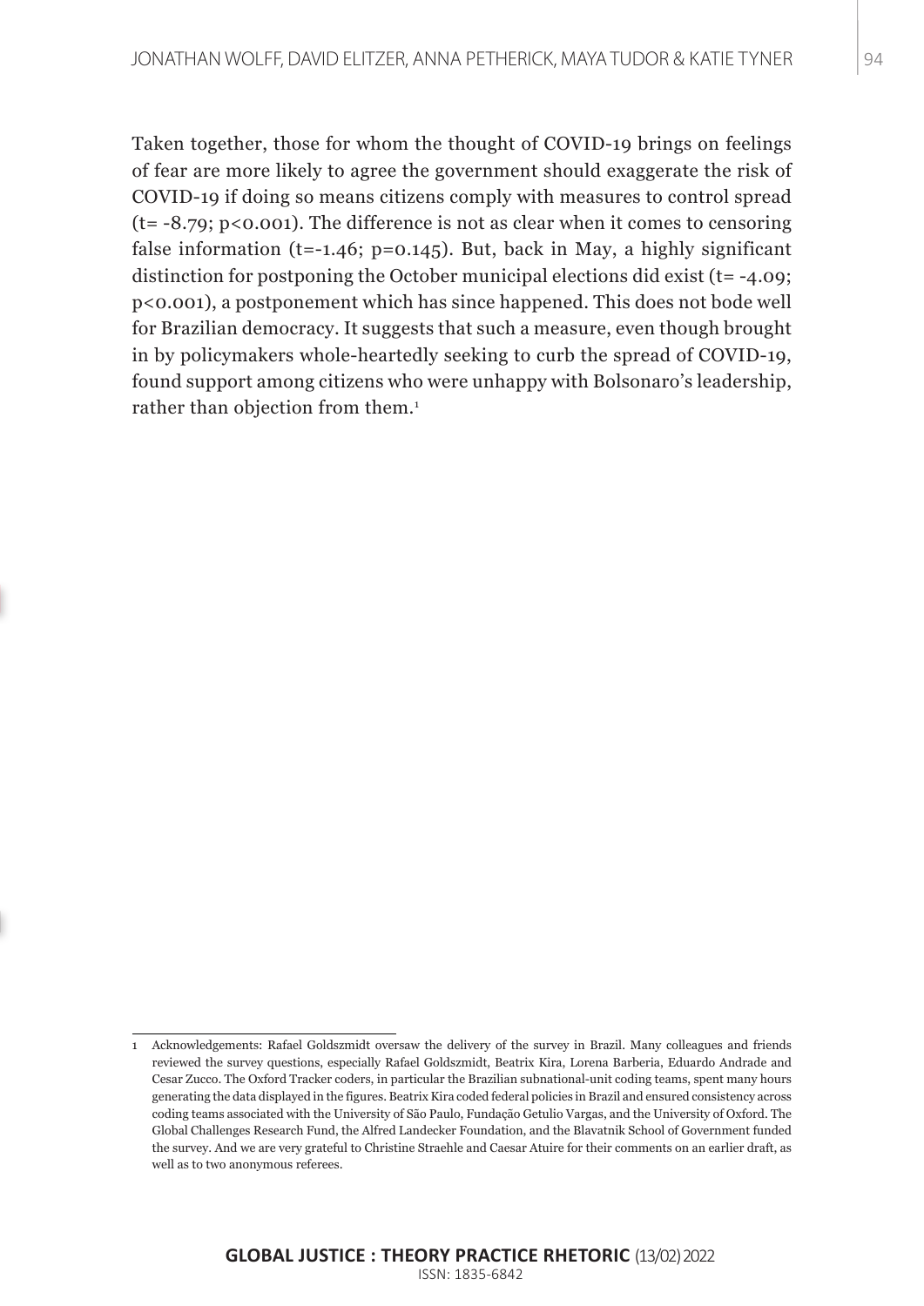Taken together, those for whom the thought of COVID-19 brings on feelings of fear are more likely to agree the government should exaggerate the risk of COVID-19 if doing so means citizens comply with measures to control spread ($t = -8.79$; $p < 0.001$). The difference is not as clear when it comes to censoring false information ($t = -1.46$; $p = 0.145$). But, back in May, a highly significant distinction for postponing the October municipal elections did exist ($t = -4.09$; $p < 0.001$), a postponement which has since happened. This does not bode well for Brazilian democracy. It suggests that such a measure, even though brought in by policymakers whole-heartedly seeking to curb the spread of COVID-19, found support among citizens who were unhappy with Bolsonaro's leadership, rather than objection from them.[1]

---

1 Acknowledgements: Rafael Goldszmidt oversaw the delivery of the survey in Brazil. Many colleagues and friends reviewed the survey questions, especially Rafael Goldszmidt, Beatrix Kira, Lorena Barberia, Eduardo Andrade and Cesar Zucco. The Oxford Tracker coders, in particular the Brazilian subnational-unit coding teams, spent many hours generating the data displayed in the figures. Beatrix Kira coded federal policies in Brazil and ensured consistency across coding teams associated with the University of São Paulo, Fundação Getulio Vargas, and the University of Oxford. The Global Challenges Research Fund, the Alfred Landecker Foundation, and the Blavatnik School of Government funded the survey. And we are very grateful to Christine Straehle and Caesar Atuire for their comments on an earlier draft, as well as to two anonymous referees.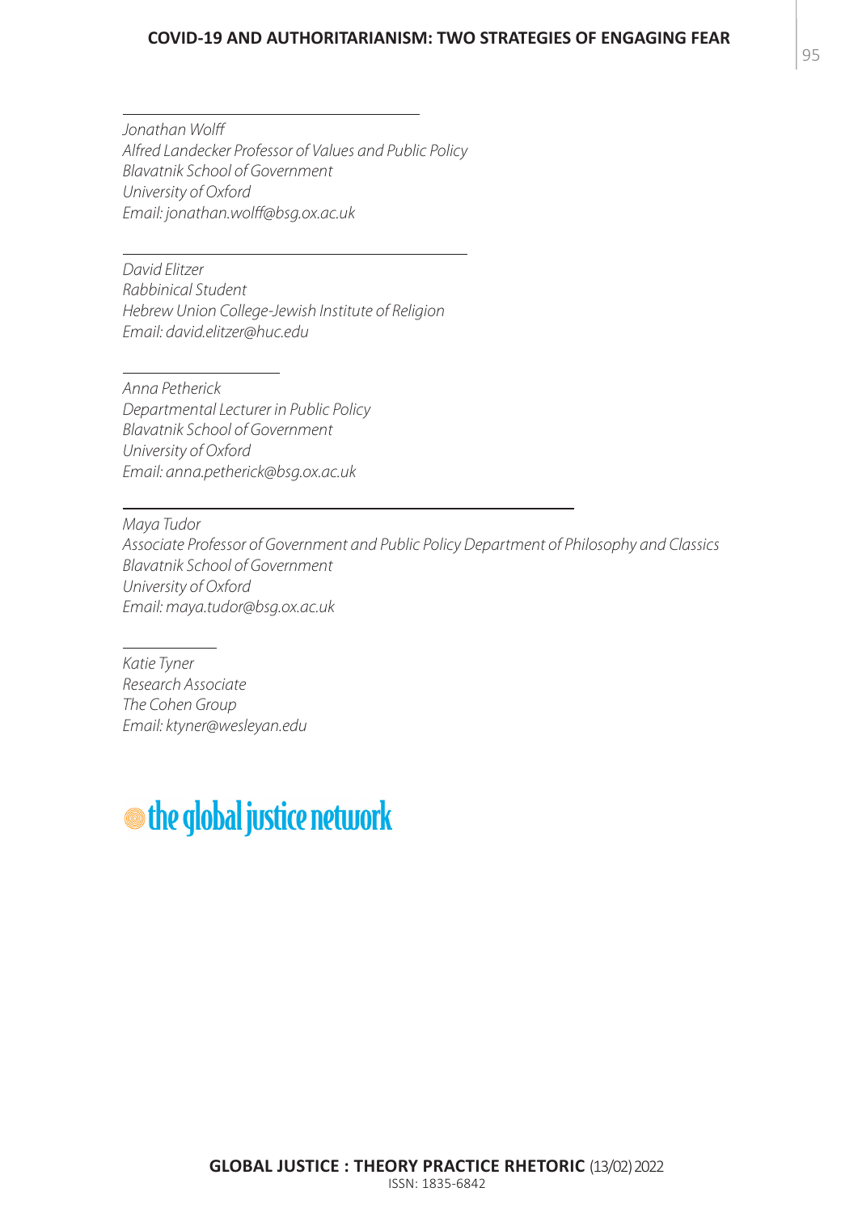---

*Jonathan Wolff*
*Alfred Landecker Professor of Values and Public Policy*
*Blavatnik School of Government*
*University of Oxford*
*Email: jonathan.wolff@bsg.ox.ac.uk*

---

*David Elitzer*
*Rabbinical Student*
*Hebrew Union College-Jewish Institute of Religion*
*Email: david.elitzer@huc.edu*

---

*Anna Petherick*
*Departmental Lecturer in Public Policy*
*Blavatnik School of Government*
*University of Oxford*
*Email: anna.petherick@bsg.ox.ac.uk*

---

*Maya Tudor*
*Associate Professor of Government and Public Policy Department of Philosophy and Classics*
*Blavatnik School of Government*
*University of Oxford*
*Email: maya.tudor@bsg.ox.ac.uk*

---

*Katie Tyner*
*Research Associate*
*The Cohen Group*
*Email: ktyner@wesleyan.edu*

the global justice network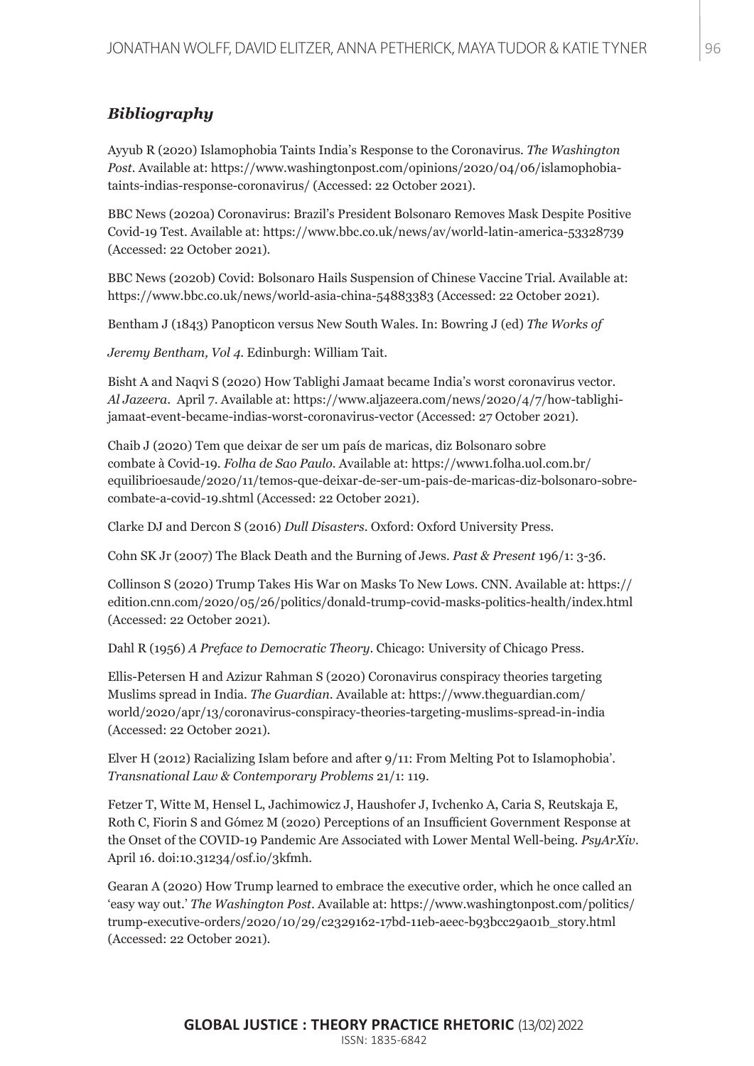## *Bibliography*

Ayyub R (2020) Islamophobia Taints India's Response to the Coronavirus. *The Washington Post*. Available at: https://www.washingtonpost.com/opinions/2020/04/06/islamophobia-taints-indias-response-coronavirus/ (Accessed: 22 October 2021).

BBC News (2020a) Coronavirus: Brazil's President Bolsonaro Removes Mask Despite Positive Covid-19 Test. Available at: https://www.bbc.co.uk/news/av/world-latin-america-53328739 (Accessed: 22 October 2021).

BBC News (2020b) Covid: Bolsonaro Hails Suspension of Chinese Vaccine Trial. Available at: https://www.bbc.co.uk/news/world-asia-china-54883383 (Accessed: 22 October 2021).

Bentham J (1843) Panopticon versus New South Wales. In: Bowring J (ed) *The Works of Jeremy Bentham, Vol 4*. Edinburgh: William Tait.

Bisht A and Naqvi S (2020) How Tablighi Jamaat became India's worst coronavirus vector. *Al Jazeera*. April 7. Available at: https://www.aljazeera.com/news/2020/4/7/how-tablighi-jamaat-event-became-indias-worst-coronavirus-vector (Accessed: 27 October 2021).

Chaib J (2020) Tem que deixar de ser um país de maricas, diz Bolsonaro sobre combate à Covid-19. *Folha de Sao Paulo*. Available at: https://www1.folha.uol.com.br/equilibrioesaude/2020/11/temos-que-deixar-de-ser-um-pais-de-maricas-diz-bolsonaro-sobre-combate-a-covid-19.shtml (Accessed: 22 October 2021).

Clarke DJ and Dercon S (2016) *Dull Disasters*. Oxford: Oxford University Press.

Cohn SK Jr (2007) The Black Death and the Burning of Jews. *Past & Present* 196/1: 3-36.

Collinson S (2020) Trump Takes His War on Masks To New Lows. CNN. Available at: https://edition.cnn.com/2020/05/26/politics/donald-trump-covid-masks-politics-health/index.html (Accessed: 22 October 2021).

Dahl R (1956) *A Preface to Democratic Theory*. Chicago: University of Chicago Press.

Ellis-Petersen H and Azizur Rahman S (2020) Coronavirus conspiracy theories targeting Muslims spread in India. *The Guardian*. Available at: https://www.theguardian.com/world/2020/apr/13/coronavirus-conspiracy-theories-targeting-muslims-spread-in-india (Accessed: 22 October 2021).

Elver H (2012) Racializing Islam before and after 9/11: From Melting Pot to Islamophobia'. *Transnational Law & Contemporary Problems* 21/1: 119.

Fetzer T, Witte M, Hensel L, Jachimowicz J, Haushofer J, Ivchenko A, Caria S, Reutskaja E, Roth C, Fiorin S and Gómez M (2020) Perceptions of an Insufficient Government Response at the Onset of the COVID-19 Pandemic Are Associated with Lower Mental Well-being. *PsyArXiv*. April 16. doi:10.31234/osf.io/3kfmh.

Gearan A (2020) How Trump learned to embrace the executive order, which he once called an 'easy way out.' *The Washington Post*. Available at: https://www.washingtonpost.com/politics/trump-executive-orders/2020/10/29/c2329162-17bd-11eb-aeec-b93bcc29a01b_story.html (Accessed: 22 October 2021).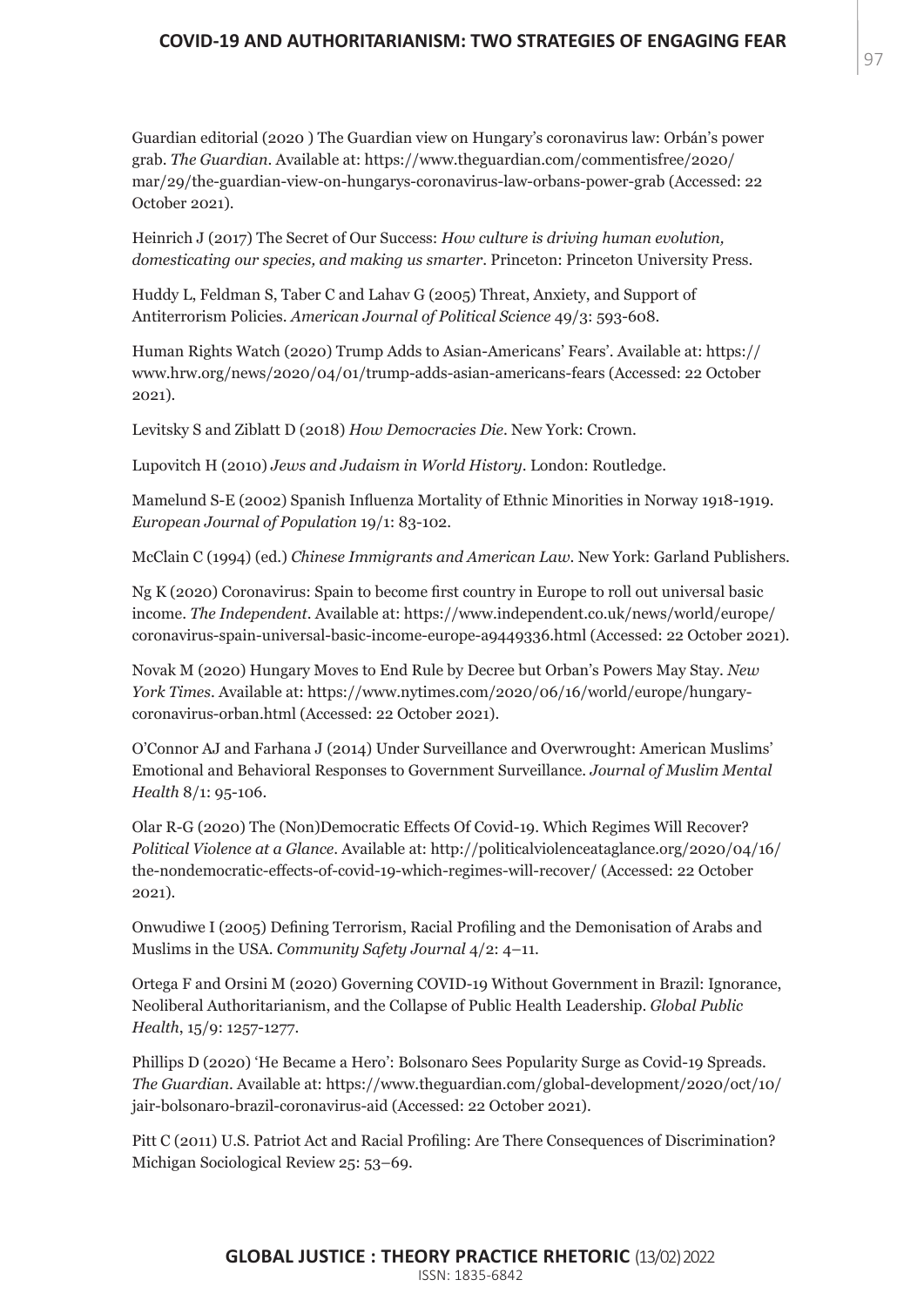Guardian editorial (2020 ) The Guardian view on Hungary's coronavirus law: Orbán's power grab. *The Guardian*. Available at: https://www.theguardian.com/commentisfree/2020/mar/29/the-guardian-view-on-hungarys-coronavirus-law-orbans-power-grab (Accessed: 22 October 2021).

Heinrich J (2017) The Secret of Our Success: *How culture is driving human evolution, domesticating our species, and making us smarter*. Princeton: Princeton University Press.

Huddy L, Feldman S, Taber C and Lahav G (2005) Threat, Anxiety, and Support of Antiterrorism Policies. *American Journal of Political Science* 49/3: 593-608.

Human Rights Watch (2020) Trump Adds to Asian-Americans' Fears'. Available at: https://www.hrw.org/news/2020/04/01/trump-adds-asian-americans-fears (Accessed: 22 October 2021).

Levitsky S and Ziblatt D (2018) *How Democracies Die*. New York: Crown.

Lupovitch H (2010) *Jews and Judaism in World History*. London: Routledge.

Mamelund S-E (2002) Spanish Influenza Mortality of Ethnic Minorities in Norway 1918-1919. *European Journal of Population* 19/1: 83-102.

McClain C (1994) (ed.) *Chinese Immigrants and American Law*. New York: Garland Publishers.

Ng K (2020) Coronavirus: Spain to become first country in Europe to roll out universal basic income. *The Independent*. Available at: https://www.independent.co.uk/news/world/europe/coronavirus-spain-universal-basic-income-europe-a9449336.html (Accessed: 22 October 2021).

Novak M (2020) Hungary Moves to End Rule by Decree but Orban's Powers May Stay. *New York Times*. Available at: https://www.nytimes.com/2020/06/16/world/europe/hungary-coronavirus-orban.html (Accessed: 22 October 2021).

O'Connor AJ and Farhana J (2014) Under Surveillance and Overwrought: American Muslims' Emotional and Behavioral Responses to Government Surveillance. *Journal of Muslim Mental Health* 8/1: 95-106.

Olar R-G (2020) The (Non)Democratic Effects Of Covid-19. Which Regimes Will Recover? *Political Violence at a Glance*. Available at: http://politicalviolenceataglance.org/2020/04/16/the-nondemocratic-effects-of-covid-19-which-regimes-will-recover/ (Accessed: 22 October 2021).

Onwudiwe I (2005) Defining Terrorism, Racial Profiling and the Demonisation of Arabs and Muslims in the USA. *Community Safety Journal* 4/2: 4–11.

Ortega F and Orsini M (2020) Governing COVID-19 Without Government in Brazil: Ignorance, Neoliberal Authoritarianism, and the Collapse of Public Health Leadership. *Global Public Health*, 15/9: 1257-1277.

Phillips D (2020) 'He Became a Hero': Bolsonaro Sees Popularity Surge as Covid-19 Spreads. *The Guardian*. Available at: https://www.theguardian.com/global-development/2020/oct/10/jair-bolsonaro-brazil-coronavirus-aid (Accessed: 22 October 2021).

Pitt C (2011) U.S. Patriot Act and Racial Profiling: Are There Consequences of Discrimination? Michigan Sociological Review 25: 53–69.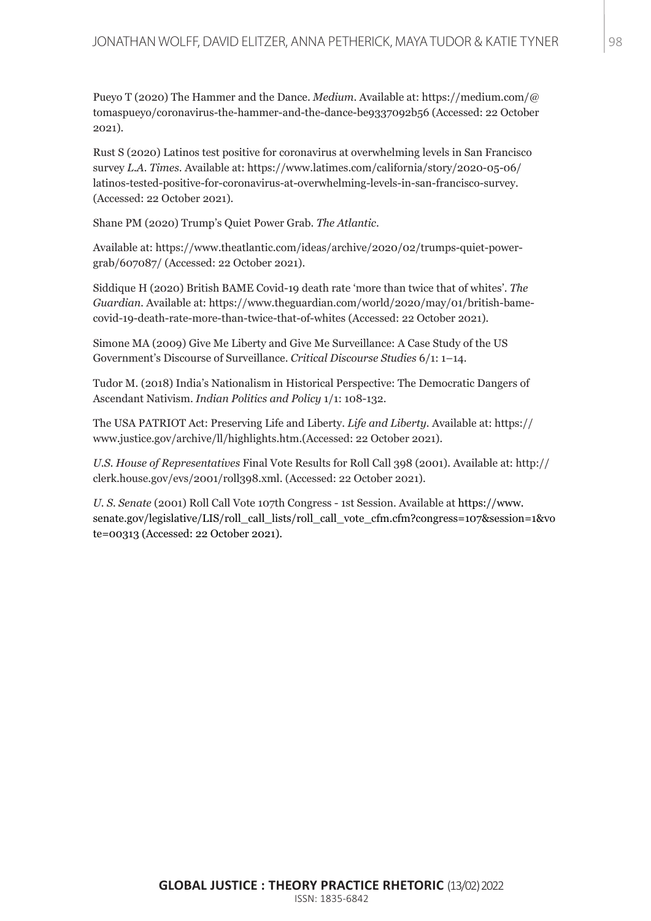Pueyo T (2020) The Hammer and the Dance. *Medium*. Available at: https://medium.com/@tomaspueyo/coronavirus-the-hammer-and-the-dance-be9337092b56 (Accessed: 22 October 2021).

Rust S (2020) Latinos test positive for coronavirus at overwhelming levels in San Francisco survey *L.A. Times*. Available at: https://www.latimes.com/california/story/2020-05-06/latinos-tested-positive-for-coronavirus-at-overwhelming-levels-in-san-francisco-survey. (Accessed: 22 October 2021).

Shane PM (2020) Trump's Quiet Power Grab. *The Atlantic*.

Available at: https://www.theatlantic.com/ideas/archive/2020/02/trumps-quiet-power-grab/607087/ (Accessed: 22 October 2021).

Siddique H (2020) British BAME Covid-19 death rate 'more than twice that of whites'. *The Guardian*. Available at: https://www.theguardian.com/world/2020/may/01/british-bame-covid-19-death-rate-more-than-twice-that-of-whites (Accessed: 22 October 2021).

Simone MA (2009) Give Me Liberty and Give Me Surveillance: A Case Study of the US Government's Discourse of Surveillance. *Critical Discourse Studies* 6/1: 1–14.

Tudor M. (2018) India's Nationalism in Historical Perspective: The Democratic Dangers of Ascendant Nativism. *Indian Politics and Policy* 1/1: 108-132.

The USA PATRIOT Act: Preserving Life and Liberty. *Life and Liberty*. Available at: https://www.justice.gov/archive/ll/highlights.htm.(Accessed: 22 October 2021).

*U.S. House of Representatives* Final Vote Results for Roll Call 398 (2001). Available at: http://clerk.house.gov/evs/2001/roll398.xml. (Accessed: 22 October 2021).

*U. S. Senate* (2001) Roll Call Vote 107th Congress - 1st Session. Available at https://www.senate.gov/legislative/LIS/roll_call_lists/roll_call_vote_cfm.cfm?congress=107&session=1&vote=00313 (Accessed: 22 October 2021).